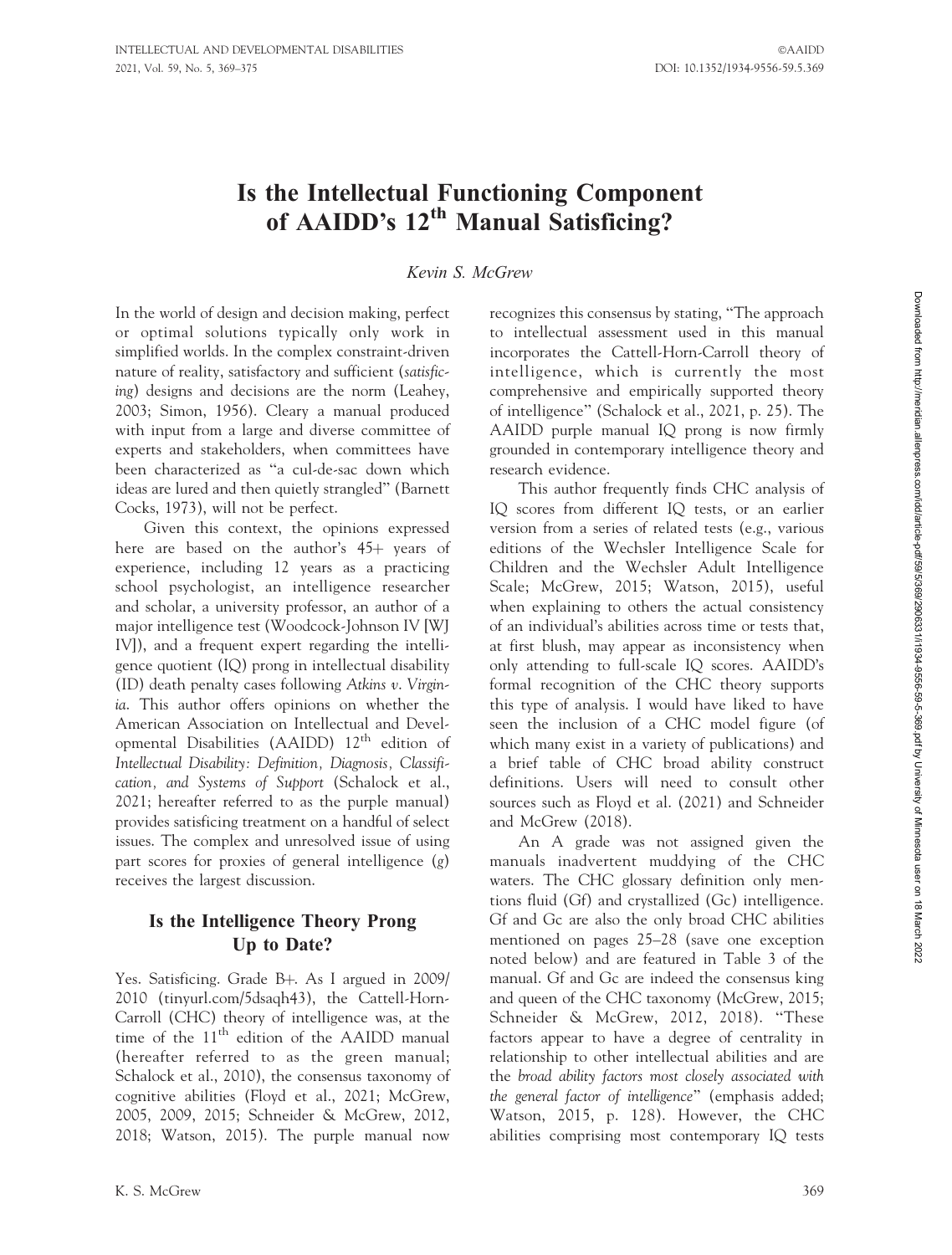# Is the Intellectual Functioning Component of AAIDD's 12th Manual Satisficing?

*Kevin S. McGrew*

In the world of design and decision making, perfect or optimal solutions typically only work in simplified worlds. In the complex constraint-driven nature of reality, satisfactory and sufficient (*satisficing*) designs and decisions are the norm (Leahey, 2003; Simon, 1956). Cleary a manual produced with input from a large and diverse committee of experts and stakeholders, when committees have been characterized as "a cul-de-sac down which ideas are lured and then quietly strangled" (Barnett Cocks, 1973), will not be perfect.

Given this context, the opinions expressed here are based on the author's 45+ years of experience, including 12 years as a practicing school psychologist, an intelligence researcher and scholar, a university professor, an author of a major intelligence test (Woodcock-Johnson IV [WJ IV]), and a frequent expert regarding the intelligence quotient (IQ) prong in intellectual disability (ID) death penalty cases following *Atkins v. Virginia*. This author offers opinions on whether the American Association on Intellectual and Developmental Disabilities (AAIDD) 12th edition of *Intellectual Disability: Definition, Diagnosis, Classification, and Systems of Support* (Schalock et al., 2021; hereafter referred to as the purple manual) provides satisficing treatment on a handful of select issues. The complex and unresolved issue of using part scores for proxies of general intelligence (*g*) receives the largest discussion.

## Is the Intelligence Theory Prong Up to Date?

Yes. Satisficing. Grade B+. As I argued in 2009/2010 (tinyurl.com/5dsaqh43), the Cattell-Horn-Carroll (CHC) theory of intelligence was, at the time of the 11th edition of the AAIDD manual (hereafter referred to as the green manual; Schalock et al., 2010), the consensus taxonomy of cognitive abilities (Floyd et al., 2021; McGrew, 2005, 2009, 2015; Schneider & McGrew, 2012, 2018; Watson, 2015). The purple manual now recognizes this consensus by stating, "The approach to intellectual assessment used in this manual incorporates the Cattell-Horn-Carroll theory of intelligence, which is currently the most comprehensive and empirically supported theory of intelligence" (Schalock et al., 2021, p. 25). The AAIDD purple manual IQ prong is now firmly grounded in contemporary intelligence theory and research evidence.

This author frequently finds CHC analysis of IQ scores from different IQ tests, or an earlier version from a series of related tests (e.g., various editions of the Wechsler Intelligence Scale for Children and the Wechsler Adult Intelligence Scale; McGrew, 2015; Watson, 2015), useful when explaining to others the actual consistency of an individual's abilities across time or tests that, at first blush, may appear as inconsistency when only attending to full-scale IQ scores. AAIDD's formal recognition of the CHC theory supports this type of analysis. I would have liked to have seen the inclusion of a CHC model figure (of which many exist in a variety of publications) and a brief table of CHC broad ability construct definitions. Users will need to consult other sources such as Floyd et al. (2021) and Schneider and McGrew (2018).

An A grade was not assigned given the manuals inadvertent muddying of the CHC waters. The CHC glossary definition only mentions fluid (Gf) and crystallized (Gc) intelligence. Gf and Gc are also the only broad CHC abilities mentioned on pages 25–28 (save one exception noted below) and are featured in Table 3 of the manual. Gf and Gc are indeed the consensus king and queen of the CHC taxonomy (McGrew, 2015; Schneider & McGrew, 2012, 2018). "These factors appear to have a degree of centrality in relationship to other intellectual abilities and are the *broad ability factors most closely associated with the general factor of intelligence*" (emphasis added; Watson, 2015, p. 128). However, the CHC abilities comprising most contemporary IQ tests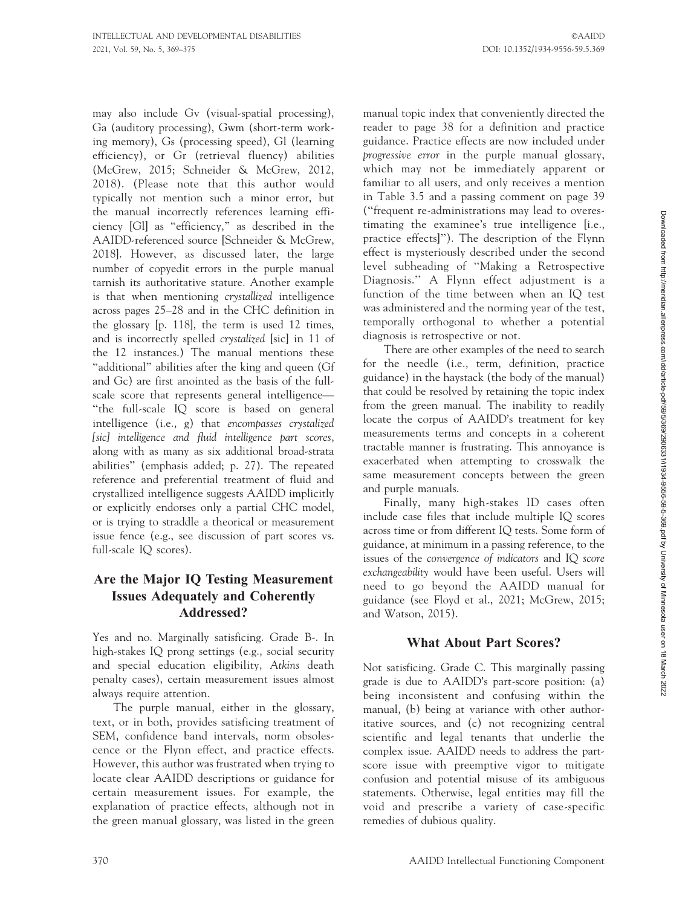may also include Gv (visual-spatial processing), Ga (auditory processing), Gwm (short-term working memory), Gs (processing speed), Gl (learning efficiency), or Gr (retrieval fluency) abilities (McGrew, 2015; Schneider & McGrew, 2012, 2018). (Please note that this author would typically not mention such a minor error, but the manual incorrectly references learning efficiency [Gl] as "efficiency," as described in the AAIDD-referenced source [Schneider & McGrew, 2018]. However, as discussed later, the large number of copyedit errors in the purple manual tarnish its authoritative stature. Another example is that when mentioning *crystallized* intelligence across pages 25–28 and in the CHC definition in the glossary [p. 118], the term is used 12 times, and is incorrectly spelled *crystalized* [sic] in 11 of the 12 instances.) The manual mentions these "additional" abilities after the king and queen (Gf and Gc) are first anointed as the basis of the full-scale score that represents general intelligence—"the full-scale IQ score is based on general intelligence (i.e., g) that *encompasses crystalized [sic] intelligence and fluid intelligence part scores*, along with as many as six additional broad-strata abilities" (emphasis added; p. 27). The repeated reference and preferential treatment of fluid and crystallized intelligence suggests AAIDD implicitly or explicitly endorses only a partial CHC model, or is trying to straddle a theorical or measurement issue fence (e.g., see discussion of part scores vs. full-scale IQ scores).

## Are the Major IQ Testing Measurement Issues Adequately and Coherently Addressed?

Yes and no. Marginally satisficing. Grade B-. In high-stakes IQ prong settings (e.g., social security and special education eligibility, *Atkins* death penalty cases), certain measurement issues almost always require attention.

The purple manual, either in the glossary, text, or in both, provides satisficing treatment of SEM, confidence band intervals, norm obsolescence or the Flynn effect, and practice effects. However, this author was frustrated when trying to locate clear AAIDD descriptions or guidance for certain measurement issues. For example, the explanation of practice effects, although not in the green manual glossary, was listed in the green manual topic index that conveniently directed the reader to page 38 for a definition and practice guidance. Practice effects are now included under *progressive error* in the purple manual glossary, which may not be immediately apparent or familiar to all users, and only receives a mention in Table 3.5 and a passing comment on page 39 ("frequent re-administrations may lead to overestimating the examinee's true intelligence [i.e., practice effects]"). The description of the Flynn effect is mysteriously described under the second level subheading of "Making a Retrospective Diagnosis." A Flynn effect adjustment is a function of the time between when an IQ test was administered and the norming year of the test, temporally orthogonal to whether a potential diagnosis is retrospective or not.

There are other examples of the need to search for the needle (i.e., term, definition, practice guidance) in the haystack (the body of the manual) that could be resolved by retaining the topic index from the green manual. The inability to readily locate the corpus of AAIDD's treatment for key measurements terms and concepts in a coherent tractable manner is frustrating. This annoyance is exacerbated when attempting to crosswalk the same measurement concepts between the green and purple manuals.

Finally, many high-stakes ID cases often include case files that include multiple IQ scores across time or from different IQ tests. Some form of guidance, at minimum in a passing reference, to the issues of the *convergence of indicators* and IQ *score exchangeability* would have been useful. Users will need to go beyond the AAIDD manual for guidance (see Floyd et al., 2021; McGrew, 2015; and Watson, 2015).

## What About Part Scores?

Not satisficing. Grade C. This marginally passing grade is due to AAIDD's part-score position: (a) being inconsistent and confusing within the manual, (b) being at variance with other authoritative sources, and (c) not recognizing central scientific and legal tenants that underlie the complex issue. AAIDD needs to address the part-score issue with preemptive vigor to mitigate confusion and potential misuse of its ambiguous statements. Otherwise, legal entities may fill the void and prescribe a variety of case-specific remedies of dubious quality.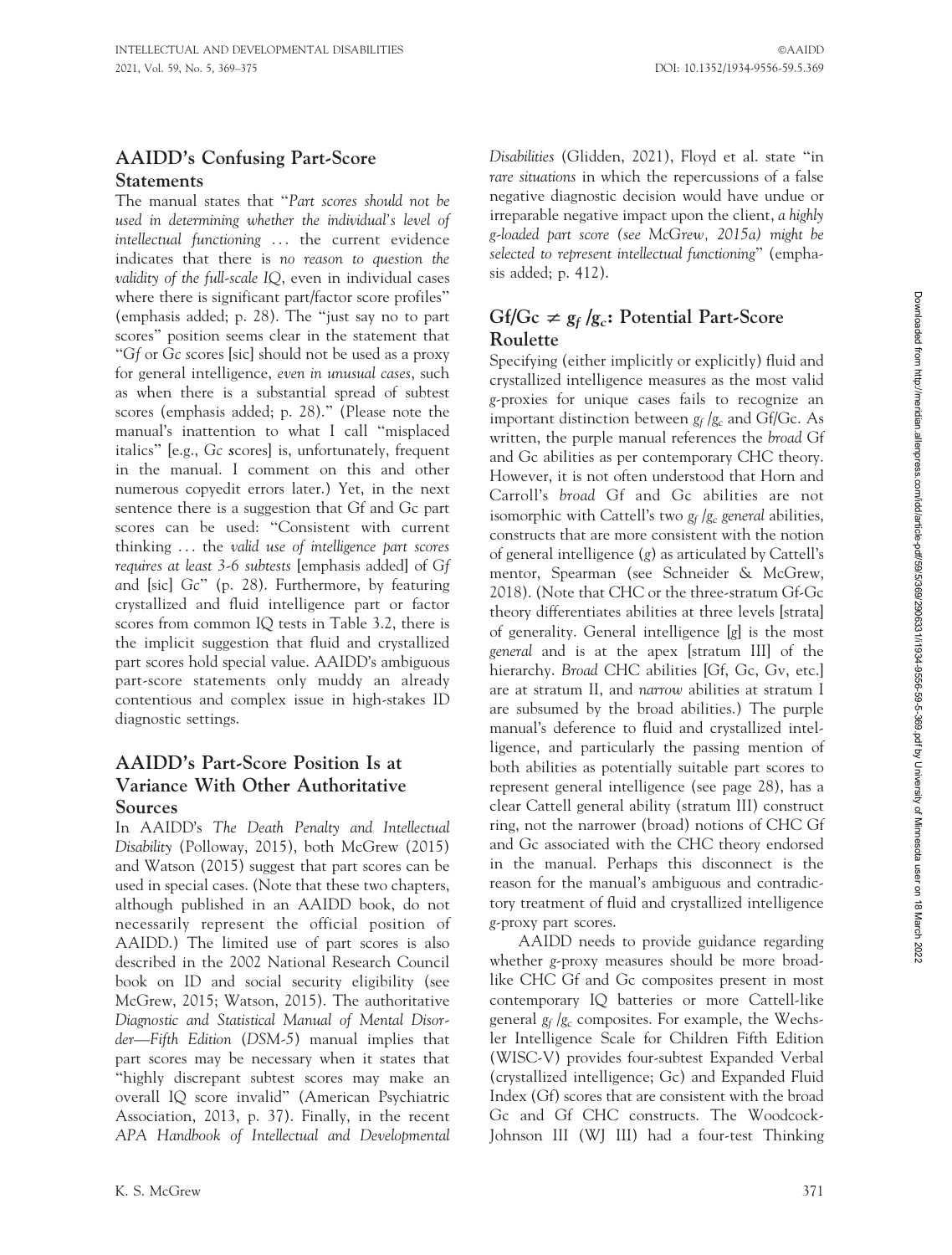## AAIDD's Confusing Part-Score Statements

The manual states that "*Part scores should not be used in determining whether the individual's level of intellectual functioning* … the current evidence indicates that there is *no reason to question the validity of the full-scale IQ*, even in individual cases where there is significant part/factor score profiles" (emphasis added; p. 28). The "just say no to part scores" position seems clear in the statement that "*Gf* or *Gc* scores [sic] should not be used as a proxy for general intelligence, *even in unusual cases*, such as when there is a substantial spread of subtest scores (emphasis added; p. 28)." (Please note the manual's inattention to what I call "misplaced italics" [e.g., *Gc s*cores] is, unfortunately, frequent in the manual. I comment on this and other numerous copyedit errors later.) Yet, in the next sentence there is a suggestion that Gf and Gc part scores can be used: "Consistent with current thinking … the *valid use of intelligence part scores requires at least 3-6 subtests* [emphasis added] of *Gf a*nd [sic] *Gc*" (p. 28). Furthermore, by featuring crystallized and fluid intelligence part or factor scores from common IQ tests in Table 3.2, there is the implicit suggestion that fluid and crystallized part scores hold special value. AAIDD's ambiguous part-score statements only muddy an already contentious and complex issue in high-stakes ID diagnostic settings.

## AAIDD's Part-Score Position Is at Variance With Other Authoritative Sources

In AAIDD's *The Death Penalty and Intellectual Disability* (Polloway, 2015), both McGrew (2015) and Watson (2015) suggest that part scores can be used in special cases. (Note that these two chapters, although published in an AAIDD book, do not necessarily represent the official position of AAIDD.) The limited use of part scores is also described in the 2002 National Research Council book on ID and social security eligibility (see McGrew, 2015; Watson, 2015). The authoritative *Diagnostic and Statistical Manual of Mental Disorder—Fifth Edition* (*DSM-5*) manual implies that part scores may be necessary when it states that "highly discrepant subtest scores may make an overall IQ score invalid" (American Psychiatric Association, 2013, p. 37). Finally, in the recent *APA Handbook of Intellectual and Developmental Disabilities* (Glidden, 2021), Floyd et al. state "in *rare situations* in which the repercussions of a false negative diagnostic decision would have undue or irreparable negative impact upon the client, *a highly g-loaded part score (see McGrew, 2015a) might be selected to represent intellectual functioning*" (emphasis added; p. 412).

## Gf/Gc ≠ $g_f$ /$g_c$: Potential Part-Score Roulette

Specifying (either implicitly or explicitly) fluid and crystallized intelligence measures as the most valid *g*-proxies for unique cases fails to recognize an important distinction between $g_f$ /$g_c$ and Gf/Gc. As written, the purple manual references the *broad* Gf and Gc abilities as per contemporary CHC theory. However, it is not often understood that Horn and Carroll's *broad* Gf and Gc abilities are not isomorphic with Cattell's two $g_f$ /$g_c$ *general* abilities, constructs that are more consistent with the notion of general intelligence (*g*) as articulated by Cattell's mentor, Spearman (see Schneider & McGrew, 2018). (Note that CHC or the three-stratum Gf-Gc theory differentiates abilities at three levels [strata] of generality. General intelligence [*g*] is the most *general* and is at the apex [stratum III] of the hierarchy. *Broad* CHC abilities [Gf, Gc, Gv, etc.] are at stratum II, and *narrow* abilities at stratum I are subsumed by the broad abilities.) The purple manual's deference to fluid and crystallized intelligence, and particularly the passing mention of both abilities as potentially suitable part scores to represent general intelligence (see page 28), has a clear Cattell general ability (stratum III) construct ring, not the narrower (broad) notions of CHC Gf and Gc associated with the CHC theory endorsed in the manual. Perhaps this disconnect is the reason for the manual's ambiguous and contradictory treatment of fluid and crystallized intelligence *g*-proxy part scores.

AAIDD needs to provide guidance regarding whether *g*-proxy measures should be more broad-like CHC Gf and Gc composites present in most contemporary IQ batteries or more Cattell-like general $g_f$ /$g_c$ composites. For example, the Wechsler Intelligence Scale for Children Fifth Edition (WISC-V) provides four-subtest Expanded Verbal (crystallized intelligence; Gc) and Expanded Fluid Index (Gf) scores that are consistent with the broad Gc and Gf CHC constructs. The Woodcock-Johnson III (WJ III) had a four-test Thinking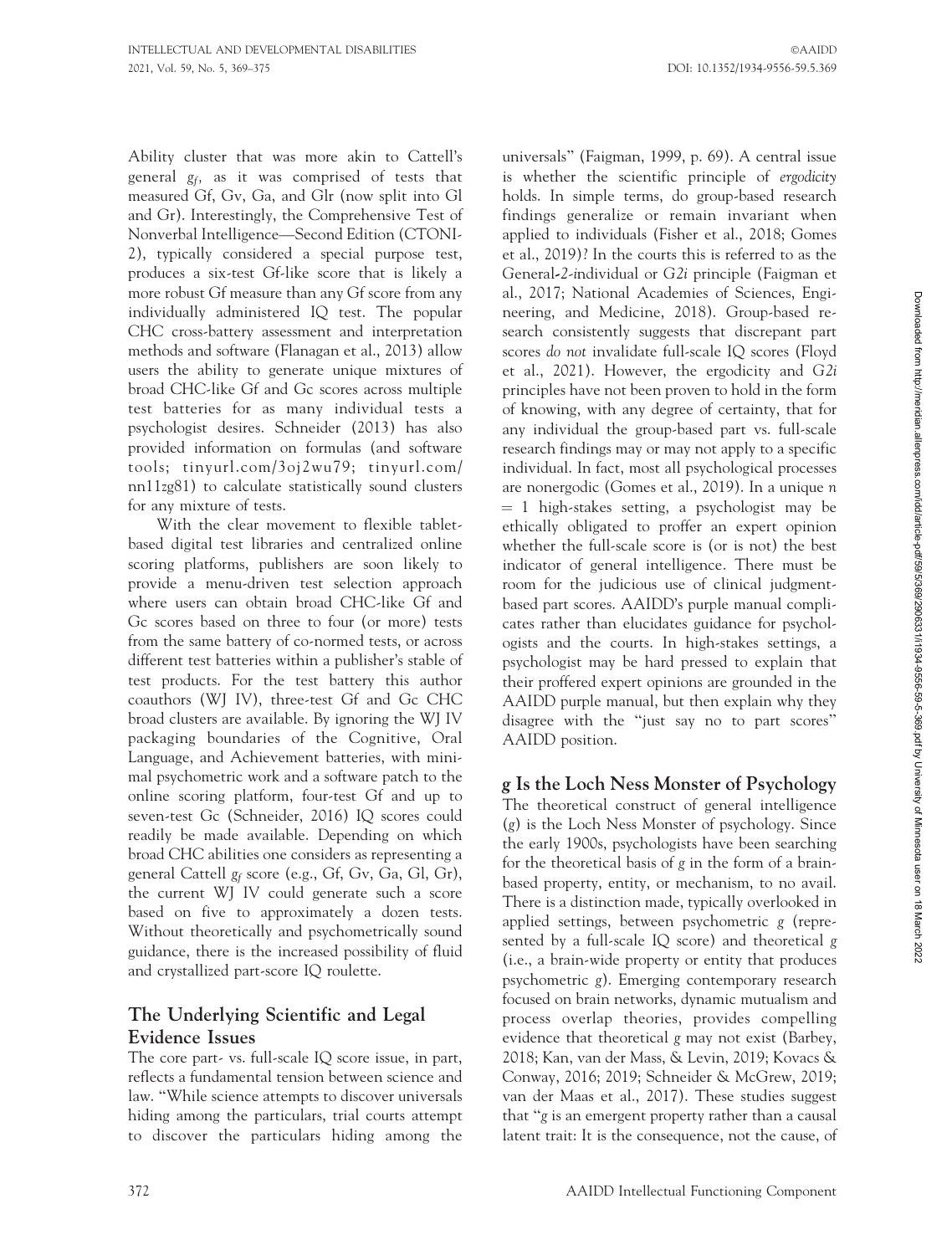Ability cluster that was more akin to Cattell's general $g_f$, as it was comprised of tests that measured Gf, Gv, Ga, and Glr (now split into Gl and Gr). Interestingly, the Comprehensive Test of Nonverbal Intelligence—Second Edition (CTONI-2), typically considered a special purpose test, produces a six-test Gf-like score that is likely a more robust Gf measure than any Gf score from any individually administered IQ test. The popular CHC cross-battery assessment and interpretation methods and software (Flanagan et al., 2013) allow users the ability to generate unique mixtures of broad CHC-like Gf and Gc scores across multiple test batteries for as many individual tests a psychologist desires. Schneider (2013) has also provided information on formulas (and software tools; tinyurl.com/3oj2wu79; tinyurl.com/nn11zg81) to calculate statistically sound clusters for any mixture of tests.

With the clear movement to flexible tablet-based digital test libraries and centralized online scoring platforms, publishers are soon likely to provide a menu-driven test selection approach where users can obtain broad CHC-like Gf and Gc scores based on three to four (or more) tests from the same battery of co-normed tests, or across different test batteries within a publisher's stable of test products. For the test battery this author coauthors (WJ IV), three-test Gf and Gc CHC broad clusters are available. By ignoring the WJ IV packaging boundaries of the Cognitive, Oral Language, and Achievement batteries, with minimal psychometric work and a software patch to the online scoring platform, four-test Gf and up to seven-test Gc (Schneider, 2016) IQ scores could readily be made available. Depending on which broad CHC abilities one considers as representing a general Cattell $g_f$ score (e.g., Gf, Gv, Ga, Gl, Gr), the current WJ IV could generate such a score based on five to approximately a dozen tests. Without theoretically and psychometrically sound guidance, there is the increased possibility of fluid and crystallized part-score IQ roulette.

## The Underlying Scientific and Legal Evidence Issues

The core part- vs. full-scale IQ score issue, in part, reflects a fundamental tension between science and law. "While science attempts to discover universals hiding among the particulars, trial courts attempt to discover the particulars hiding among the universals" (Faigman, 1999, p. 69). A central issue is whether the scientific principle of *ergodicity* holds. In simple terms, do group-based research findings generalize or remain invariant when applied to individuals (Fisher et al., 2018; Gomes et al., 2019)? In the courts this is referred to as the General-2-individual or *G2i* principle (Faigman et al., 2017; National Academies of Sciences, Engineering, and Medicine, 2018). Group-based research consistently suggests that discrepant part scores *do not* invalidate full-scale IQ scores (Floyd et al., 2021). However, the ergodicity and *G2i* principles have not been proven to hold in the form of knowing, with any degree of certainty, that for any individual the group-based part vs. full-scale research findings may or may not apply to a specific individual. In fact, most all psychological processes are nonergodic (Gomes et al., 2019). In a unique $n = 1$ high-stakes setting, a psychologist may be ethically obligated to proffer an expert opinion whether the full-scale score is (or is not) the best indicator of general intelligence. There must be room for the judicious use of clinical judgment-based part scores. AAIDD's purple manual complicates rather than elucidates guidance for psychologists and the courts. In high-stakes settings, a psychologist may be hard pressed to explain that their proffered expert opinions are grounded in the AAIDD purple manual, but then explain why they disagree with the "just say no to part scores" AAIDD position.

## *g* Is the Loch Ness Monster of Psychology

The theoretical construct of general intelligence (*g*) is the Loch Ness Monster of psychology. Since the early 1900s, psychologists have been searching for the theoretical basis of *g* in the form of a brain-based property, entity, or mechanism, to no avail. There is a distinction made, typically overlooked in applied settings, between psychometric *g* (represented by a full-scale IQ score) and theoretical *g* (i.e., a brain-wide property or entity that produces psychometric *g*). Emerging contemporary research focused on brain networks, dynamic mutualism and process overlap theories, provides compelling evidence that theoretical *g* may not exist (Barbey, 2018; Kan, van der Mass, & Levin, 2019; Kovacs & Conway, 2016; 2019; Schneider & McGrew, 2019; van der Maas et al., 2017). These studies suggest that "*g* is an emergent property rather than a causal latent trait: It is the consequence, not the cause, of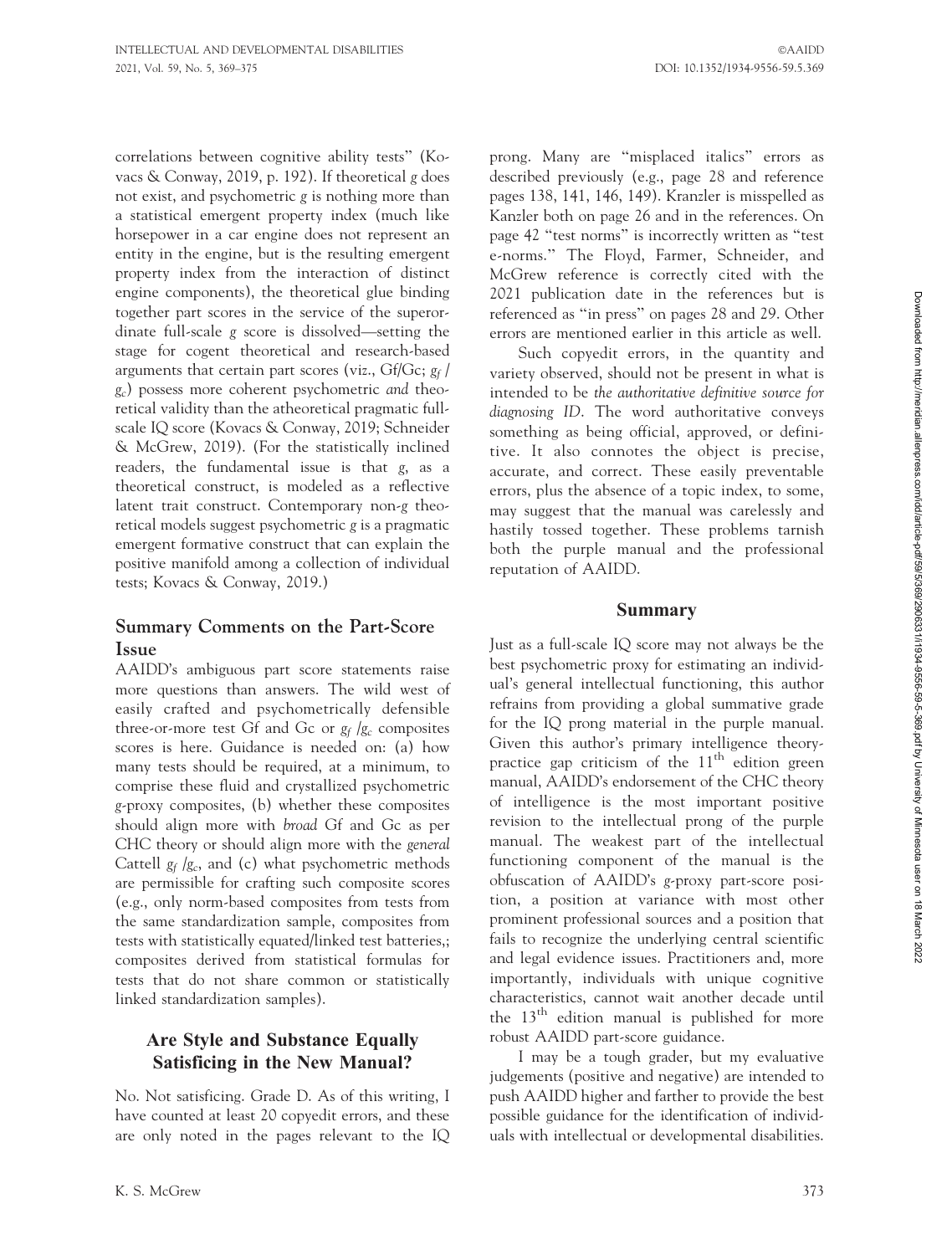correlations between cognitive ability tests" (Kovacs & Conway, 2019, p. 192). If theoretical *g* does not exist, and psychometric *g* is nothing more than a statistical emergent property index (much like horsepower in a car engine does not represent an entity in the engine, but is the resulting emergent property index from the interaction of distinct engine components), the theoretical glue binding together part scores in the service of the superordinate full-scale *g* score is dissolved—setting the stage for cogent theoretical and research-based arguments that certain part scores (viz., Gf/Gc; $g_f$ / $g_c$) possess more coherent psychometric *and* theoretical validity than the atheoretical pragmatic full-scale IQ score (Kovacs & Conway, 2019; Schneider & McGrew, 2019). (For the statistically inclined readers, the fundamental issue is that *g*, as a theoretical construct, is modeled as a reflective latent trait construct. Contemporary non-*g* theoretical models suggest psychometric *g* is a pragmatic emergent formative construct that can explain the positive manifold among a collection of individual tests; Kovacs & Conway, 2019.)

## Summary Comments on the Part-Score Issue

AAIDD's ambiguous part score statements raise more questions than answers. The wild west of easily crafted and psychometrically defensible three-or-more test Gf and Gc or $g_f$ /$g_c$ composites scores is here. Guidance is needed on: (a) how many tests should be required, at a minimum, to comprise these fluid and crystallized psychometric *g*-proxy composites, (b) whether these composites should align more with *broad* Gf and Gc as per CHC theory or should align more with the *general* Cattell $g_f$ /$g_c$, and (c) what psychometric methods are permissible for crafting such composite scores (e.g., only norm-based composites from tests from the same standardization sample, composites from tests with statistically equated/linked test batteries,; composites derived from statistical formulas for tests that do not share common or statistically linked standardization samples).

## Are Style and Substance Equally Satisficing in the New Manual?

No. Not satisficing. Grade D. As of this writing, I have counted at least 20 copyedit errors, and these are only noted in the pages relevant to the IQ prong. Many are "misplaced italics" errors as described previously (e.g., page 28 and reference pages 138, 141, 146, 149). Kranzler is misspelled as Kanzler both on page 26 and in the references. On page 42 "test norms" is incorrectly written as "test e-norms." The Floyd, Farmer, Schneider, and McGrew reference is correctly cited with the 2021 publication date in the references but is referenced as "in press" on pages 28 and 29. Other errors are mentioned earlier in this article as well.

Such copyedit errors, in the quantity and variety observed, should not be present in what is intended to be *the authoritative definitive source for diagnosing ID*. The word authoritative conveys something as being official, approved, or definitive. It also connotes the object is precise, accurate, and correct. These easily preventable errors, plus the absence of a topic index, to some, may suggest that the manual was carelessly and hastily tossed together. These problems tarnish both the purple manual and the professional reputation of AAIDD.

## Summary

Just as a full-scale IQ score may not always be the best psychometric proxy for estimating an individual's general intellectual functioning, this author refrains from providing a global summative grade for the IQ prong material in the purple manual. Given this author's primary intelligence theory-practice gap criticism of the 11th edition green manual, AAIDD's endorsement of the CHC theory of intelligence is the most important positive revision to the intellectual prong of the purple manual. The weakest part of the intellectual functioning component of the manual is the obfuscation of AAIDD's *g*-proxy part-score position, a position at variance with most other prominent professional sources and a position that fails to recognize the underlying central scientific and legal evidence issues. Practitioners and, more importantly, individuals with unique cognitive characteristics, cannot wait another decade until the 13th edition manual is published for more robust AAIDD part-score guidance.

I may be a tough grader, but my evaluative judgements (positive and negative) are intended to push AAIDD higher and farther to provide the best possible guidance for the identification of individuals with intellectual or developmental disabilities.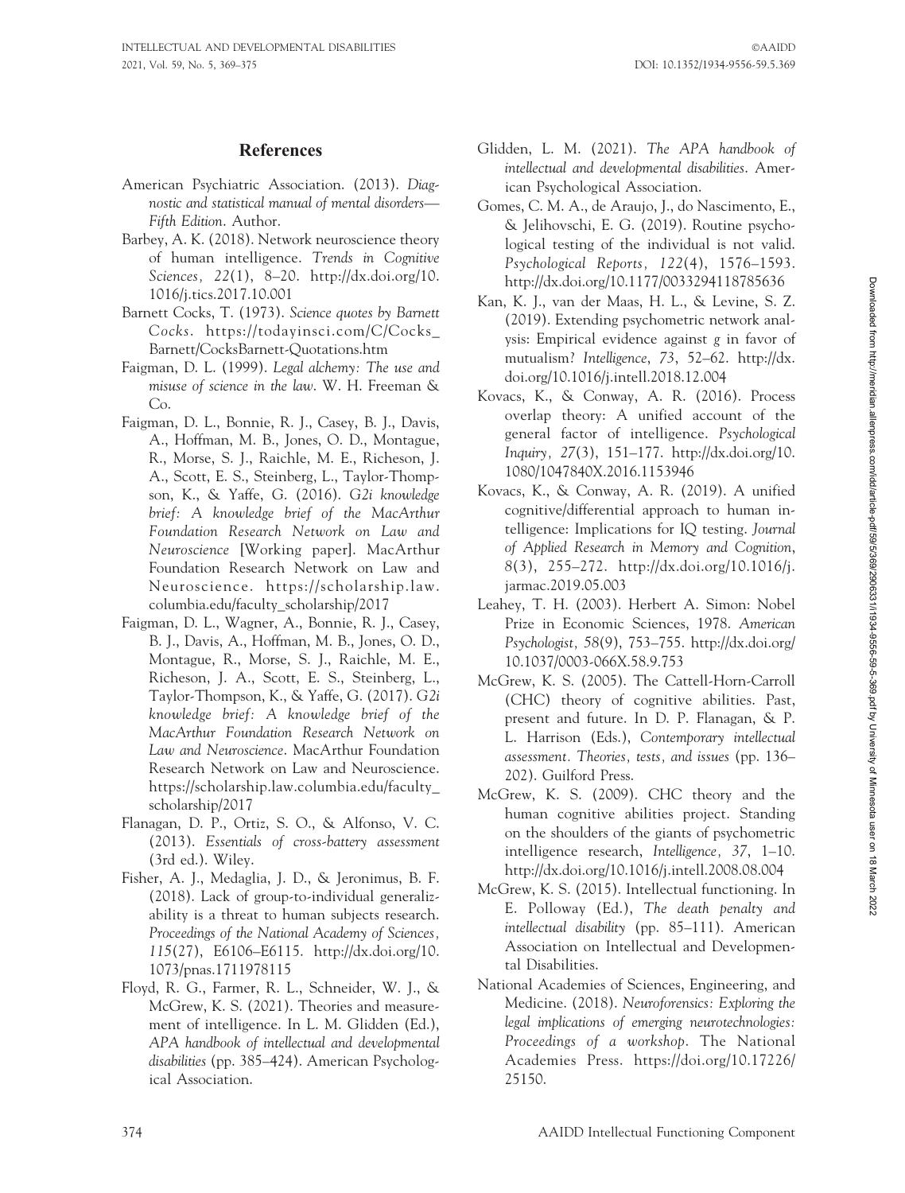## References

American Psychiatric Association. (2013). *Diagnostic and statistical manual of mental disorders—Fifth Edition*. Author.

Barbey, A. K. (2018). Network neuroscience theory of human intelligence. *Trends in Cognitive Sciences, 22*(1), 8–20. http://dx.doi.org/10.1016/j.tics.2017.10.001

Barnett Cocks, T. (1973). *Science quotes by Barnett Cocks*. https://todayinsci.com/C/Cocks_Barnett/CocksBarnett-Quotations.htm

Faigman, D. L. (1999). *Legal alchemy: The use and misuse of science in the law*. W. H. Freeman & Co.

Faigman, D. L., Bonnie, R. J., Casey, B. J., Davis, A., Hoffman, M. B., Jones, O. D., Montague, R., Morse, S. J., Raichle, M. E., Richeson, J. A., Scott, E. S., Steinberg, L., Taylor-Thompson, K., & Yaffe, G. (2016). *G2i knowledge brief: A knowledge brief of the MacArthur Foundation Research Network on Law and Neuroscience* [Working paper]. MacArthur Foundation Research Network on Law and Neuroscience. https://scholarship.law.columbia.edu/faculty_scholarship/2017

Faigman, D. L., Wagner, A., Bonnie, R. J., Casey, B. J., Davis, A., Hoffman, M. B., Jones, O. D., Montague, R., Morse, S. J., Raichle, M. E., Richeson, J. A., Scott, E. S., Steinberg, L., Taylor-Thompson, K., & Yaffe, G. (2017). *G2i knowledge brief: A knowledge brief of the MacArthur Foundation Research Network on Law and Neuroscience*. MacArthur Foundation Research Network on Law and Neuroscience. https://scholarship.law.columbia.edu/faculty_scholarship/2017

Flanagan, D. P., Ortiz, S. O., & Alfonso, V. C. (2013). *Essentials of cross-battery assessment* (3rd ed.). Wiley.

Fisher, A. J., Medaglia, J. D., & Jeronimus, B. F. (2018). Lack of group-to-individual generalizability is a threat to human subjects research. *Proceedings of the National Academy of Sciences, 115*(27), E6106–E6115. http://dx.doi.org/10.1073/pnas.1711978115

Floyd, R. G., Farmer, R. L., Schneider, W. J., & McGrew, K. S. (2021). Theories and measurement of intelligence. In L. M. Glidden (Ed.), *APA handbook of intellectual and developmental disabilities* (pp. 385–424). American Psychological Association.

Glidden, L. M. (2021). *The APA handbook of intellectual and developmental disabilities*. American Psychological Association.

Gomes, C. M. A., de Araujo, J., do Nascimento, E., & Jelihovschi, E. G. (2019). Routine psychological testing of the individual is not valid. *Psychological Reports, 122*(4), 1576–1593. http://dx.doi.org/10.1177/0033294118785636

Kan, K. J., van der Maas, H. L., & Levine, S. Z. (2019). Extending psychometric network analysis: Empirical evidence against *g* in favor of mutualism? *Intelligence*, *73*, 52–62. http://dx.doi.org/10.1016/j.intell.2018.12.004

Kovacs, K., & Conway, A. R. (2016). Process overlap theory: A unified account of the general factor of intelligence. *Psychological Inquiry, 27*(3), 151–177. http://dx.doi.org/10.1080/1047840X.2016.1153946

Kovacs, K., & Conway, A. R. (2019). A unified cognitive/differential approach to human intelligence: Implications for IQ testing. *Journal of Applied Research in Memory and Cognition*, 8(3), 255–272. http://dx.doi.org/10.1016/j.jarmac.2019.05.003

Leahey, T. H. (2003). Herbert A. Simon: Nobel Prize in Economic Sciences, 1978. *American Psychologist, 58*(9), 753–755. http://dx.doi.org/10.1037/0003-066X.58.9.753

McGrew, K. S. (2005). The Cattell-Horn-Carroll (CHC) theory of cognitive abilities. Past, present and future. In D. P. Flanagan, & P. L. Harrison (Eds.), *Contemporary intellectual assessment. Theories, tests, and issues* (pp. 136–202). Guilford Press.

McGrew, K. S. (2009). CHC theory and the human cognitive abilities project. Standing on the shoulders of the giants of psychometric intelligence research, *Intelligence, 37*, 1–10. http://dx.doi.org/10.1016/j.intell.2008.08.004

McGrew, K. S. (2015). Intellectual functioning. In E. Polloway (Ed.), *The death penalty and intellectual disability* (pp. 85–111). American Association on Intellectual and Developmental Disabilities.

National Academies of Sciences, Engineering, and Medicine. (2018). *Neuroforensics: Exploring the legal implications of emerging neurotechnologies: Proceedings of a workshop*. The National Academies Press. https://doi.org/10.17226/25150.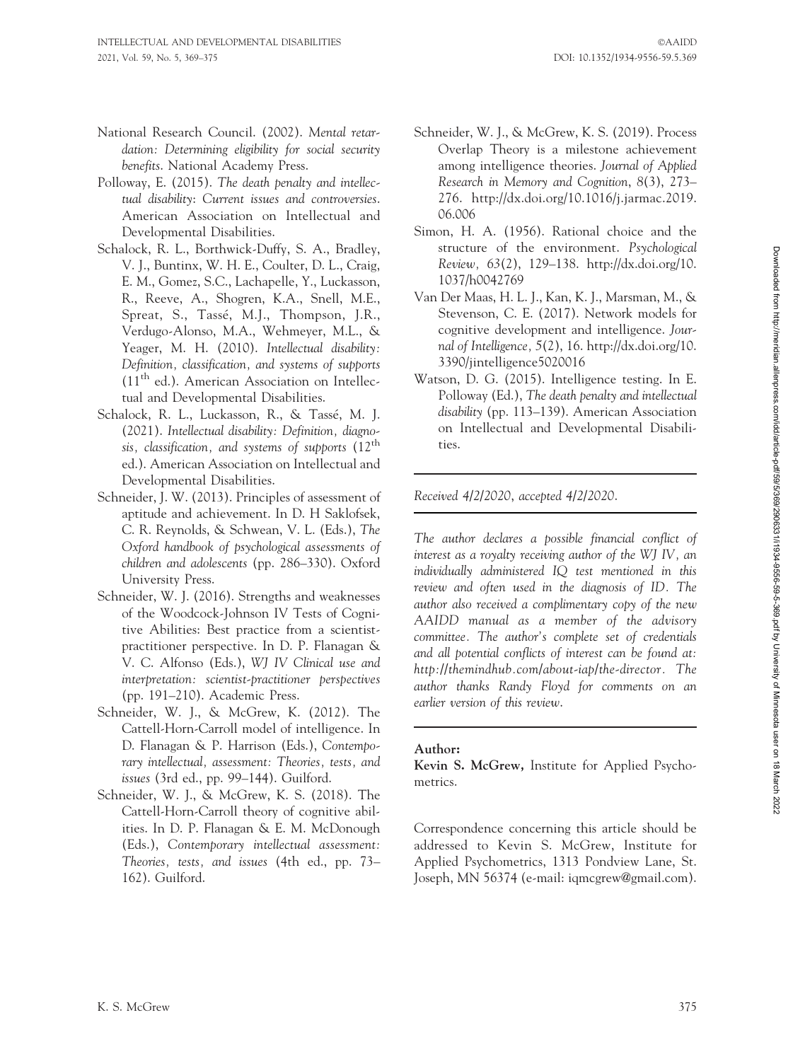National Research Council. (2002). *Mental retardation: Determining eligibility for social security benefits*. National Academy Press.

Polloway, E. (2015). *The death penalty and intellectual disability: Current issues and controversies*. American Association on Intellectual and Developmental Disabilities.

Schalock, R. L., Borthwick-Duffy, S. A., Bradley, V. J., Buntinx, W. H. E., Coulter, D. L., Craig, E. M., Gomez, S.C., Lachapelle, Y., Luckasson, R., Reeve, A., Shogren, K.A., Snell, M.E., Spreat, S., Tassé, M.J., Thompson, J.R., Verdugo-Alonso, M.A., Wehmeyer, M.L., & Yeager, M. H. (2010). *Intellectual disability: Definition, classification, and systems of supports* (11th ed.). American Association on Intellectual and Developmental Disabilities.

Schalock, R. L., Luckasson, R., & Tassé, M. J. (2021). *Intellectual disability: Definition, diagnosis, classification, and systems of supports* (12th ed.). American Association on Intellectual and Developmental Disabilities.

Schneider, J. W. (2013). Principles of assessment of aptitude and achievement. In D. H Saklofsek, C. R. Reynolds, & Schwean, V. L. (Eds.), *The Oxford handbook of psychological assessments of children and adolescents* (pp. 286–330). Oxford University Press.

Schneider, W. J. (2016). Strengths and weaknesses of the Woodcock-Johnson IV Tests of Cognitive Abilities: Best practice from a scientist-practitioner perspective. In D. P. Flanagan & V. C. Alfonso (Eds.), *WJ IV Clinical use and interpretation: scientist-practitioner perspectives* (pp. 191–210). Academic Press.

Schneider, W. J., & McGrew, K. (2012). The Cattell-Horn-Carroll model of intelligence. In D. Flanagan & P. Harrison (Eds.), *Contemporary intellectual, assessment: Theories, tests, and issues* (3rd ed., pp. 99–144). Guilford.

Schneider, W. J., & McGrew, K. S. (2018). The Cattell-Horn-Carroll theory of cognitive abilities. In D. P. Flanagan & E. M. McDonough (Eds.), *Contemporary intellectual assessment: Theories, tests, and issues* (4th ed., pp. 73–162). Guilford.

Schneider, W. J., & McGrew, K. S. (2019). Process Overlap Theory is a milestone achievement among intelligence theories. *Journal of Applied Research in Memory and Cognition*, 8(3), 273–276. http://dx.doi.org/10.1016/j.jarmac.2019.06.006

Simon, H. A. (1956). Rational choice and the structure of the environment. *Psychological Review, 63*(2), 129–138. http://dx.doi.org/10.1037/h0042769

Van Der Maas, H. L. J., Kan, K. J., Marsman, M., & Stevenson, C. E. (2017). Network models for cognitive development and intelligence. *Journal of Intelligence, 5*(2), 16. http://dx.doi.org/10.3390/jintelligence5020016

Watson, D. G. (2015). Intelligence testing. In E. Polloway (Ed.), *The death penalty and intellectual disability* (pp. 113–139). American Association on Intellectual and Developmental Disabilities.

---

*Received 4/2/2020, accepted 4/2/2020.*

---

*The author declares a possible financial conflict of interest as a royalty receiving author of the WJ IV, an individually administered IQ test mentioned in this review and often used in the diagnosis of ID. The author also received a complimentary copy of the new AAIDD manual as a member of the advisory committee. The author's complete set of credentials and all potential conflicts of interest can be found at: http://themindhub.com/about-iap/the-director. The author thanks Randy Floyd for comments on an earlier version of this review.*

---

**Author:**

**Kevin S. McGrew,** Institute for Applied Psychometrics.

Correspondence concerning this article should be addressed to Kevin S. McGrew, Institute for Applied Psychometrics, 1313 Pondview Lane, St. Joseph, MN 56374 (e-mail: iqmcgrew@gmail.com).